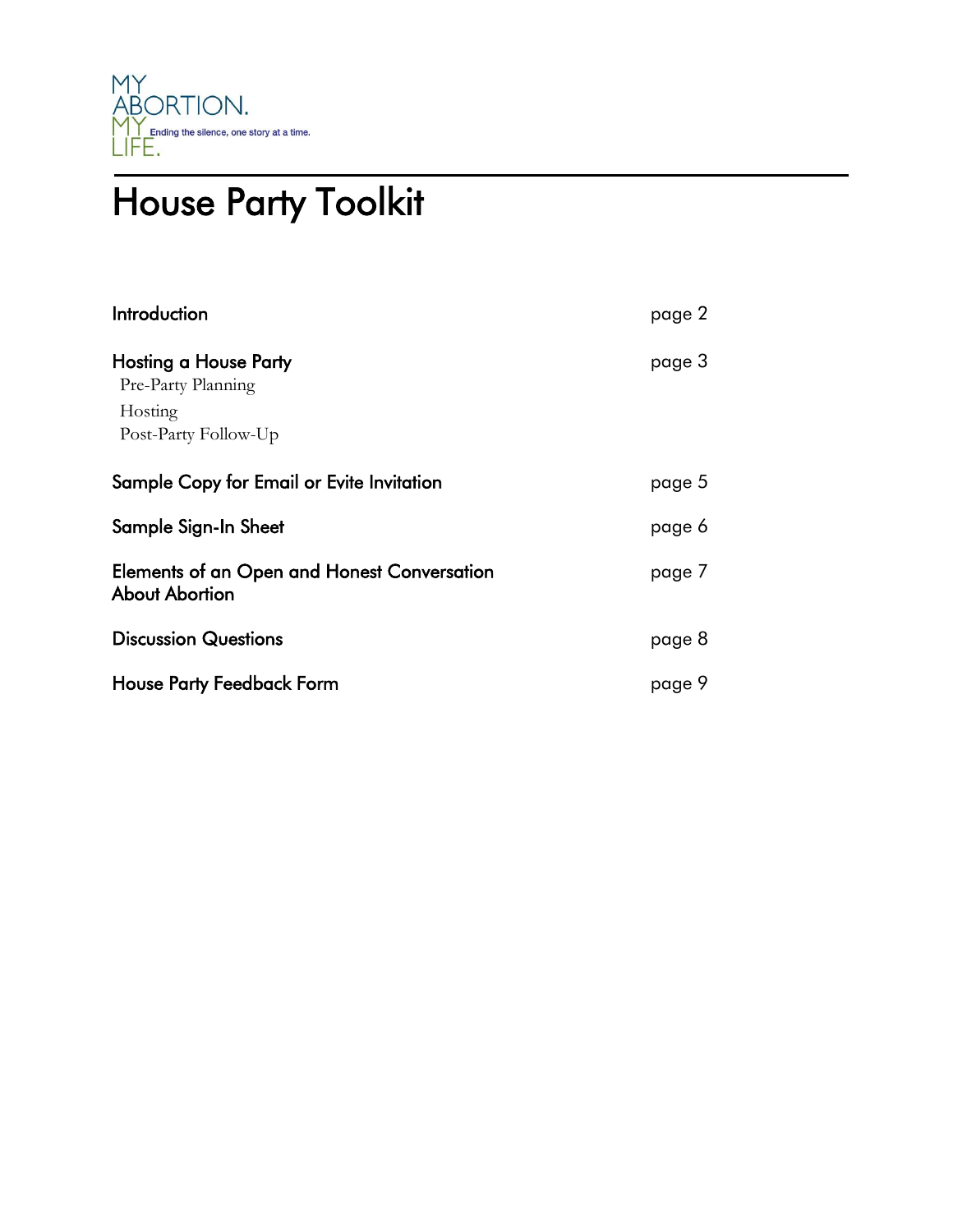MY
ABORTION.
MY
LIFE.
Ending the silence, one story at a time.

# House Party Toolkit

| | |
|---|---|
| **Introduction** | page 2 |
| **Hosting a House Party** | page 3 |
| Pre-Party Planning | |
| Hosting | |
| Post-Party Follow-Up | |
| **Sample Copy for Email or Evite Invitation** | page 5 |
| **Sample Sign-In Sheet** | page 6 |
| **Elements of an Open and Honest Conversation About Abortion** | page 7 |
| **Discussion Questions** | page 8 |
| **House Party Feedback Form** | page 9 |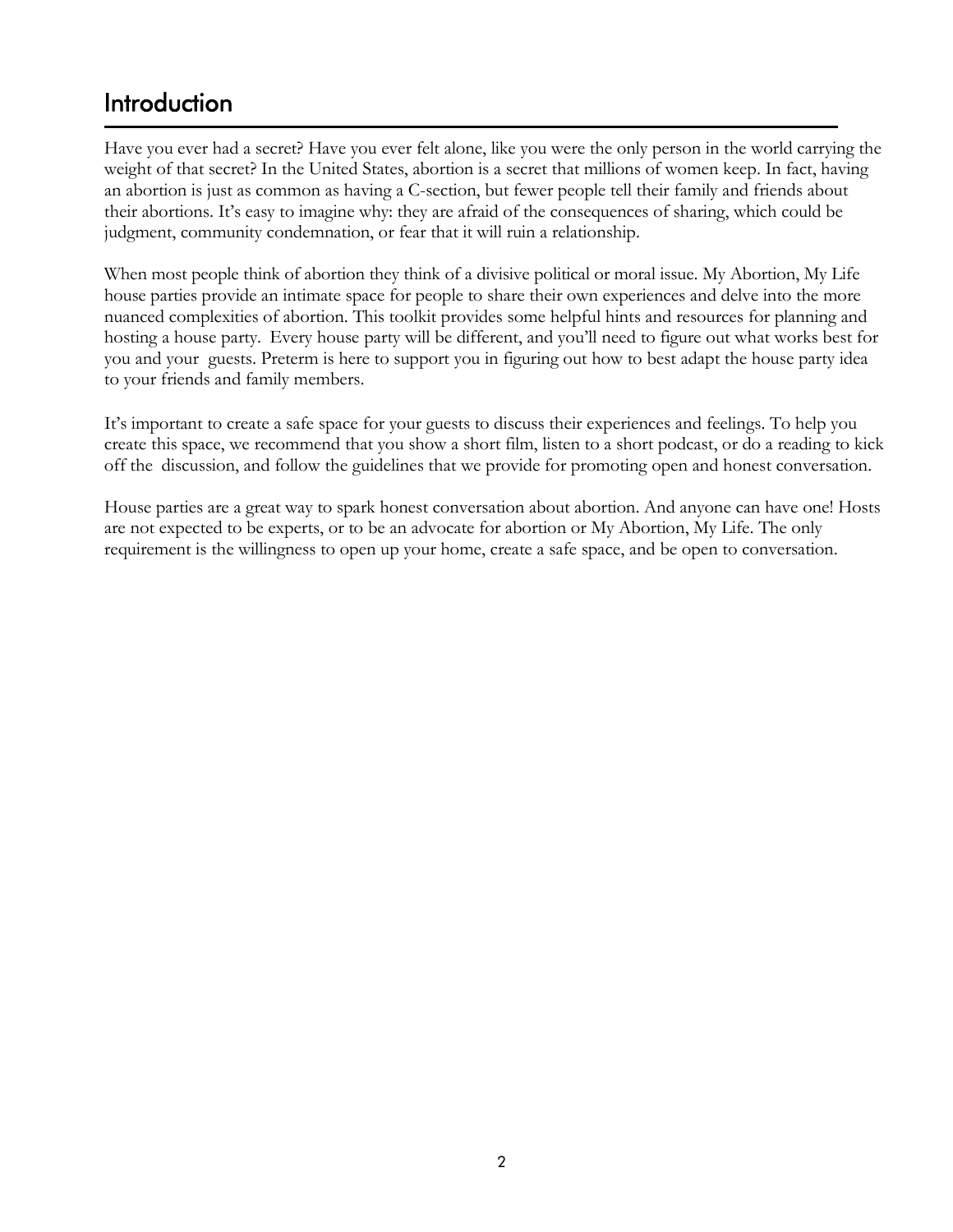## Introduction

Have you ever had a secret? Have you ever felt alone, like you were the only person in the world carrying the weight of that secret? In the United States, abortion is a secret that millions of women keep. In fact, having an abortion is just as common as having a C-section, but fewer people tell their family and friends about their abortions. It's easy to imagine why: they are afraid of the consequences of sharing, which could be judgment, community condemnation, or fear that it will ruin a relationship.

When most people think of abortion they think of a divisive political or moral issue. My Abortion, My Life house parties provide an intimate space for people to share their own experiences and delve into the more nuanced complexities of abortion. This toolkit provides some helpful hints and resources for planning and hosting a house party. Every house party will be different, and you'll need to figure out what works best for you and your guests. Preterm is here to support you in figuring out how to best adapt the house party idea to your friends and family members.

It's important to create a safe space for your guests to discuss their experiences and feelings. To help you create this space, we recommend that you show a short film, listen to a short podcast, or do a reading to kick off the discussion, and follow the guidelines that we provide for promoting open and honest conversation.

House parties are a great way to spark honest conversation about abortion. And anyone can have one! Hosts are not expected to be experts, or to be an advocate for abortion or My Abortion, My Life. The only requirement is the willingness to open up your home, create a safe space, and be open to conversation.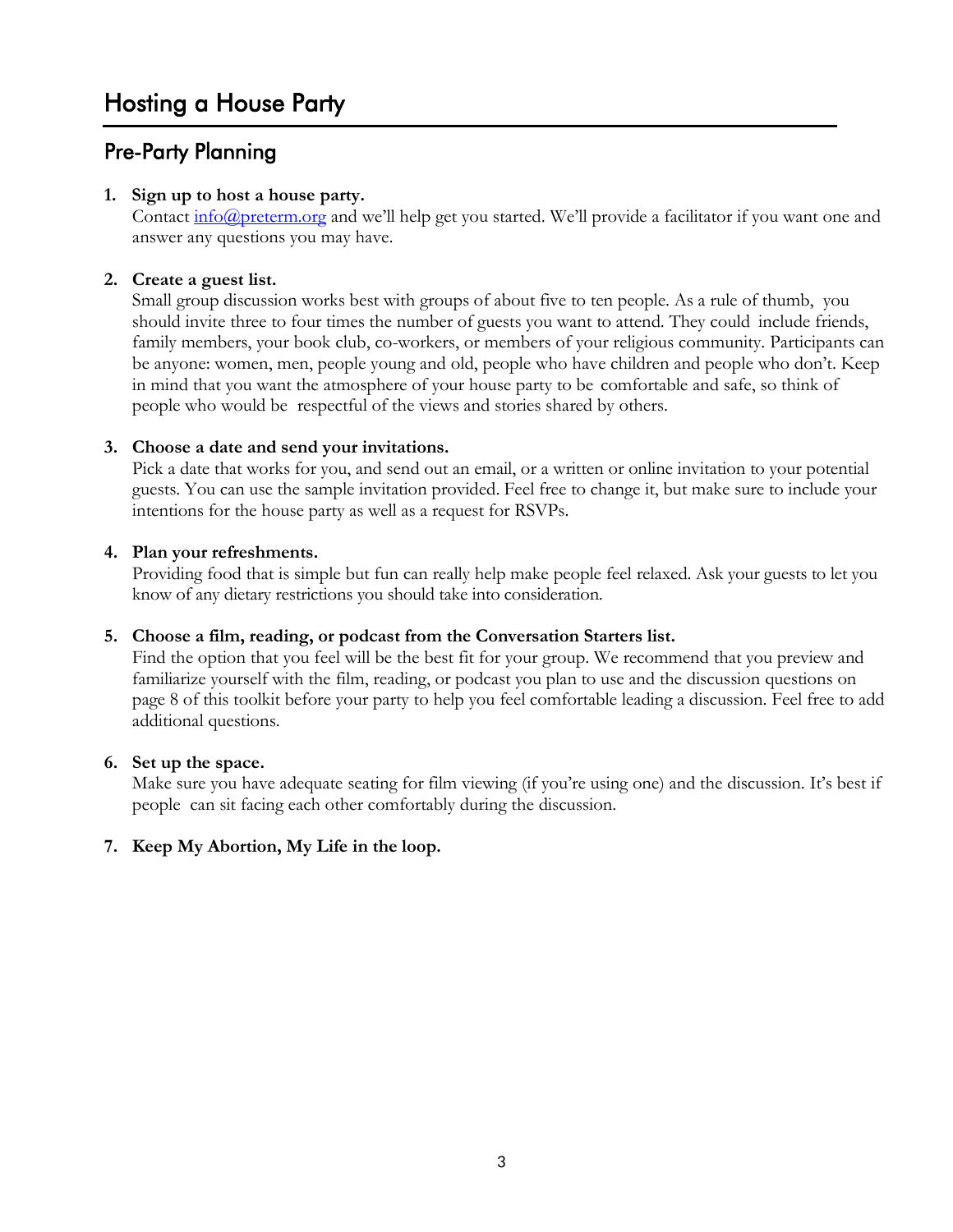# Hosting a House Party

## Pre-Party Planning

1. **Sign up to host a house party.**
   Contact [info@preterm.org](mailto:info@preterm.org) and we'll help get you started. We'll provide a facilitator if you want one and answer any questions you may have.

2. **Create a guest list.**
   Small group discussion works best with groups of about five to ten people. As a rule of thumb, you should invite three to four times the number of guests you want to attend. They could include friends, family members, your book club, co-workers, or members of your religious community. Participants can be anyone: women, men, people young and old, people who have children and people who don't. Keep in mind that you want the atmosphere of your house party to be comfortable and safe, so think of people who would be respectful of the views and stories shared by others.

3. **Choose a date and send your invitations.**
   Pick a date that works for you, and send out an email, or a written or online invitation to your potential guests. You can use the sample invitation provided. Feel free to change it, but make sure to include your intentions for the house party as well as a request for RSVPs.

4. **Plan your refreshments.**
   Providing food that is simple but fun can really help make people feel relaxed. Ask your guests to let you know of any dietary restrictions you should take into consideration.

5. **Choose a film, reading, or podcast from the Conversation Starters list.**
   Find the option that you feel will be the best fit for your group. We recommend that you preview and familiarize yourself with the film, reading, or podcast you plan to use and the discussion questions on page 8 of this toolkit before your party to help you feel comfortable leading a discussion. Feel free to add additional questions.

6. **Set up the space.**
   Make sure you have adequate seating for film viewing (if you're using one) and the discussion. It's best if people can sit facing each other comfortably during the discussion.

7. **Keep My Abortion, My Life in the loop.**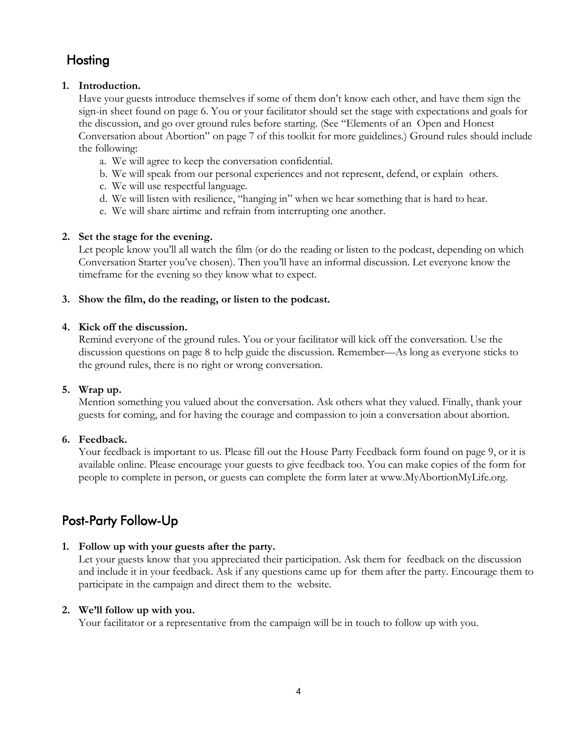## Hosting

1. **Introduction.**
   Have your guests introduce themselves if some of them don't know each other, and have them sign the sign-in sheet found on page 6. You or your facilitator should set the stage with expectations and goals for the discussion, and go over ground rules before starting. (See "Elements of an Open and Honest Conversation about Abortion" on page 7 of this toolkit for more guidelines.) Ground rules should include the following:
   a. We will agree to keep the conversation confidential.
   b. We will speak from our personal experiences and not represent, defend, or explain others.
   c. We will use respectful language.
   d. We will listen with resilience, "hanging in" when we hear something that is hard to hear.
   e. We will share airtime and refrain from interrupting one another.

2. **Set the stage for the evening.**
   Let people know you'll all watch the film (or do the reading or listen to the podcast, depending on which Conversation Starter you've chosen). Then you'll have an informal discussion. Let everyone know the timeframe for the evening so they know what to expect.

3. **Show the film, do the reading, or listen to the podcast.**

4. **Kick off the discussion.**
   Remind everyone of the ground rules. You or your facilitator will kick off the conversation. Use the discussion questions on page 8 to help guide the discussion. Remember—As long as everyone sticks to the ground rules, there is no right or wrong conversation.

5. **Wrap up.**
   Mention something you valued about the conversation. Ask others what they valued. Finally, thank your guests for coming, and for having the courage and compassion to join a conversation about abortion.

6. **Feedback.**
   Your feedback is important to us. Please fill out the House Party Feedback form found on page 9, or it is available online. Please encourage your guests to give feedback too. You can make copies of the form for people to complete in person, or guests can complete the form later at www.MyAbortionMyLife.org.

## Post-Party Follow-Up

1. **Follow up with your guests after the party.**
   Let your guests know that you appreciated their participation. Ask them for feedback on the discussion and include it in your feedback. Ask if any questions came up for them after the party. Encourage them to participate in the campaign and direct them to the website.

2. **We'll follow up with you.**
   Your facilitator or a representative from the campaign will be in touch to follow up with you.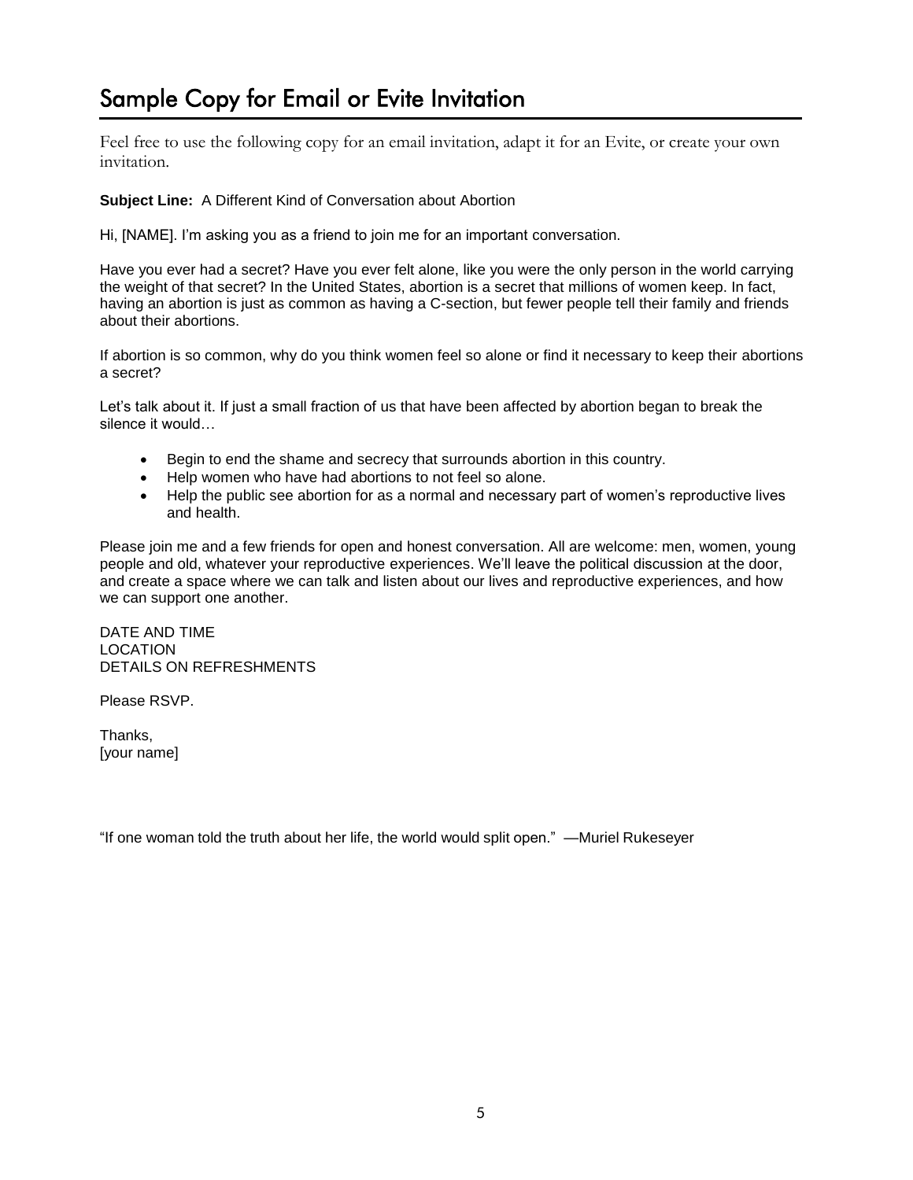# Sample Copy for Email or Evite Invitation

Feel free to use the following copy for an email invitation, adapt it for an Evite, or create your own invitation.

**Subject Line:** A Different Kind of Conversation about Abortion

Hi, [NAME]. I'm asking you as a friend to join me for an important conversation.

Have you ever had a secret? Have you ever felt alone, like you were the only person in the world carrying the weight of that secret? In the United States, abortion is a secret that millions of women keep. In fact, having an abortion is just as common as having a C-section, but fewer people tell their family and friends about their abortions.

If abortion is so common, why do you think women feel so alone or find it necessary to keep their abortions a secret?

Let's talk about it. If just a small fraction of us that have been affected by abortion began to break the silence it would…

- Begin to end the shame and secrecy that surrounds abortion in this country.
- Help women who have had abortions to not feel so alone.
- Help the public see abortion for as a normal and necessary part of women's reproductive lives and health.

Please join me and a few friends for open and honest conversation. All are welcome: men, women, young people and old, whatever your reproductive experiences. We'll leave the political discussion at the door, and create a space where we can talk and listen about our lives and reproductive experiences, and how we can support one another.

DATE AND TIME
LOCATION
DETAILS ON REFRESHMENTS

Please RSVP.

Thanks,
[your name]

"If one woman told the truth about her life, the world would split open." —Muriel Rukeseyer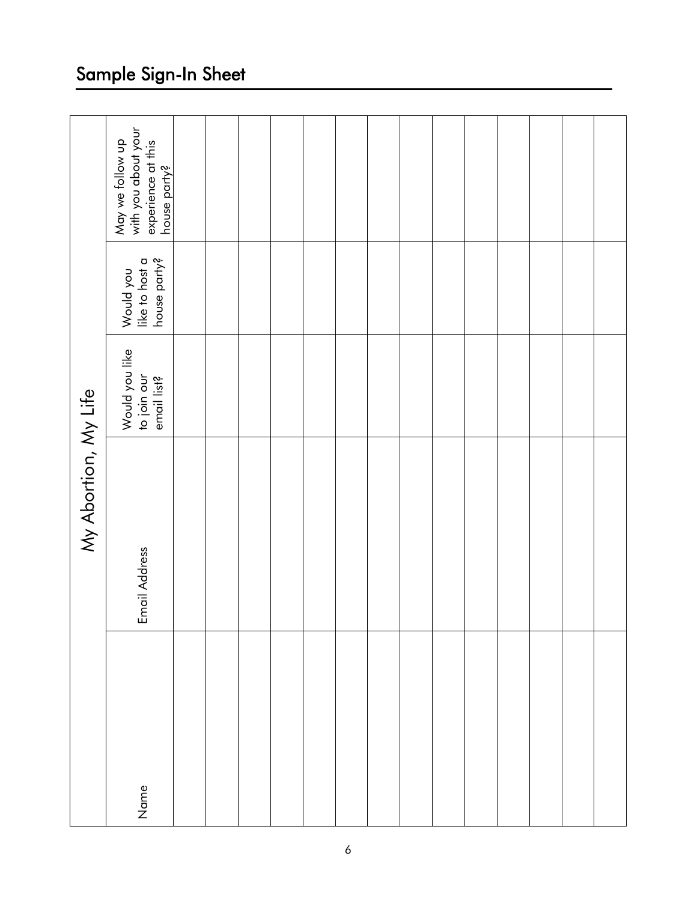## Sample Sign-In Sheet

| My Abortion, My Life | | | | |
|---|---|---|---|---|
| Name | Email Address | Would you like to join our email list? | Would you like to host a house party? | May we follow up with you about your experience at this house party? |
| | | | | |
| | | | | |
| | | | | |
| | | | | |
| | | | | |
| | | | | |
| | | | | |
| | | | | |
| | | | | |
| | | | | |
| | | | | |
| | | | | |
| | | | | |
| | | | | |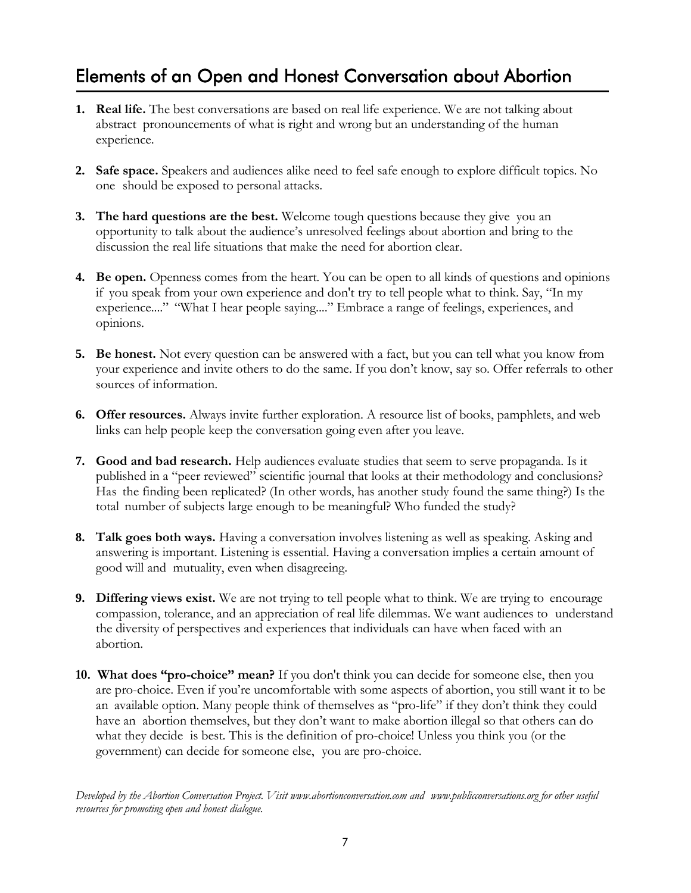# Elements of an Open and Honest Conversation about Abortion

1. **Real life.** The best conversations are based on real life experience. We are not talking about abstract pronouncements of what is right and wrong but an understanding of the human experience.

2. **Safe space.** Speakers and audiences alike need to feel safe enough to explore difficult topics. No one should be exposed to personal attacks.

3. **The hard questions are the best.** Welcome tough questions because they give you an opportunity to talk about the audience's unresolved feelings about abortion and bring to the discussion the real life situations that make the need for abortion clear.

4. **Be open.** Openness comes from the heart. You can be open to all kinds of questions and opinions if you speak from your own experience and don't try to tell people what to think. Say, "In my experience...." "What I hear people saying...." Embrace a range of feelings, experiences, and opinions.

5. **Be honest.** Not every question can be answered with a fact, but you can tell what you know from your experience and invite others to do the same. If you don't know, say so. Offer referrals to other sources of information.

6. **Offer resources.** Always invite further exploration. A resource list of books, pamphlets, and web links can help people keep the conversation going even after you leave.

7. **Good and bad research.** Help audiences evaluate studies that seem to serve propaganda. Is it published in a "peer reviewed" scientific journal that looks at their methodology and conclusions? Has the finding been replicated? (In other words, has another study found the same thing?) Is the total number of subjects large enough to be meaningful? Who funded the study?

8. **Talk goes both ways.** Having a conversation involves listening as well as speaking. Asking and answering is important. Listening is essential. Having a conversation implies a certain amount of good will and mutuality, even when disagreeing.

9. **Differing views exist.** We are not trying to tell people what to think. We are trying to encourage compassion, tolerance, and an appreciation of real life dilemmas. We want audiences to understand the diversity of perspectives and experiences that individuals can have when faced with an abortion.

10. **What does "pro-choice" mean?** If you don't think you can decide for someone else, then you are pro-choice. Even if you're uncomfortable with some aspects of abortion, you still want it to be an available option. Many people think of themselves as "pro-life" if they don't think they could have an abortion themselves, but they don't want to make abortion illegal so that others can do what they decide is best. This is the definition of pro-choice! Unless you think you (or the government) can decide for someone else, you are pro-choice.

*Developed by the Abortion Conversation Project. Visit www.abortionconversation.com and www.publicconversations.org for other useful resources for promoting open and honest dialogue.*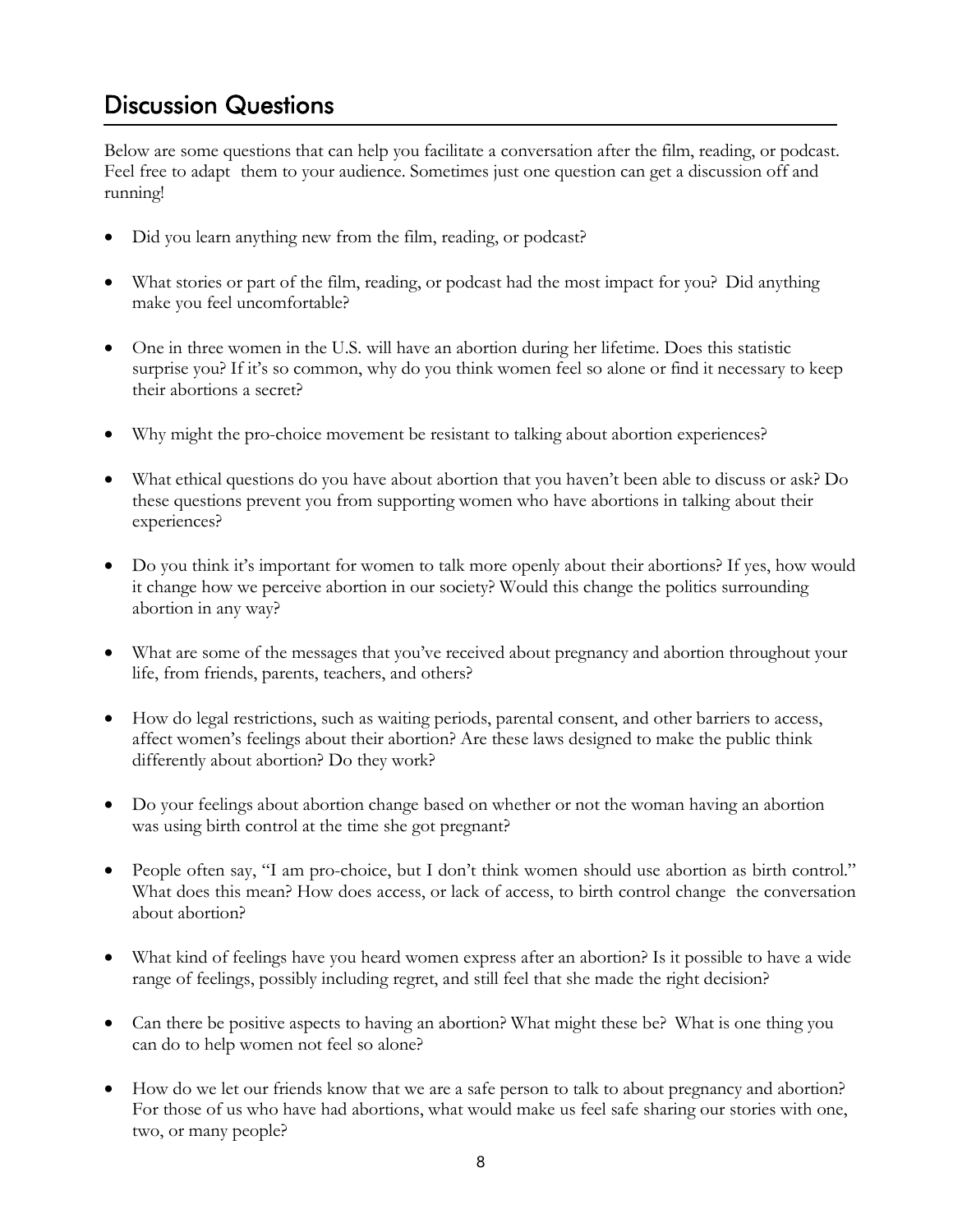## Discussion Questions

Below are some questions that can help you facilitate a conversation after the film, reading, or podcast. Feel free to adapt them to your audience. Sometimes just one question can get a discussion off and running!

- Did you learn anything new from the film, reading, or podcast?
- What stories or part of the film, reading, or podcast had the most impact for you? Did anything make you feel uncomfortable?
- One in three women in the U.S. will have an abortion during her lifetime. Does this statistic surprise you? If it's so common, why do you think women feel so alone or find it necessary to keep their abortions a secret?
- Why might the pro-choice movement be resistant to talking about abortion experiences?
- What ethical questions do you have about abortion that you haven't been able to discuss or ask? Do these questions prevent you from supporting women who have abortions in talking about their experiences?
- Do you think it's important for women to talk more openly about their abortions? If yes, how would it change how we perceive abortion in our society? Would this change the politics surrounding abortion in any way?
- What are some of the messages that you've received about pregnancy and abortion throughout your life, from friends, parents, teachers, and others?
- How do legal restrictions, such as waiting periods, parental consent, and other barriers to access, affect women's feelings about their abortion? Are these laws designed to make the public think differently about abortion? Do they work?
- Do your feelings about abortion change based on whether or not the woman having an abortion was using birth control at the time she got pregnant?
- People often say, "I am pro-choice, but I don't think women should use abortion as birth control." What does this mean? How does access, or lack of access, to birth control change the conversation about abortion?
- What kind of feelings have you heard women express after an abortion? Is it possible to have a wide range of feelings, possibly including regret, and still feel that she made the right decision?
- Can there be positive aspects to having an abortion? What might these be? What is one thing you can do to help women not feel so alone?
- How do we let our friends know that we are a safe person to talk to about pregnancy and abortion? For those of us who have had abortions, what would make us feel safe sharing our stories with one, two, or many people?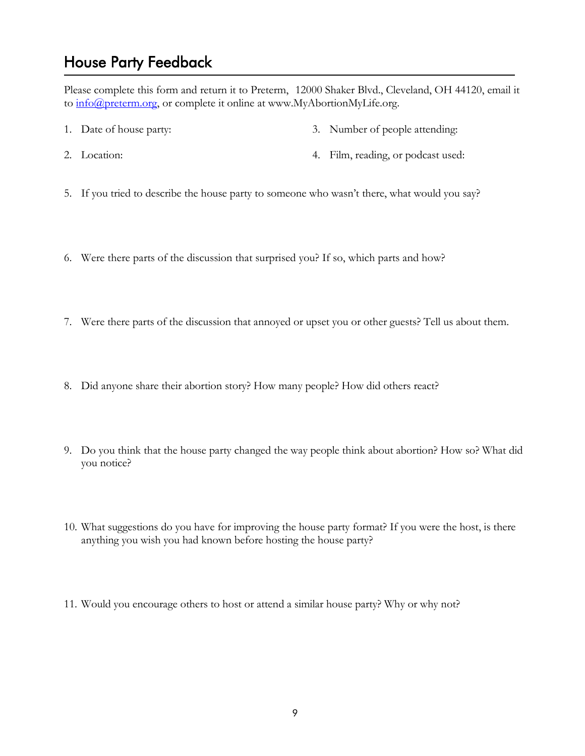## House Party Feedback

Please complete this form and return it to Preterm, 12000 Shaker Blvd., Cleveland, OH 44120, email it to info@preterm.org, or complete it online at www.MyAbortionMyLife.org.

1. Date of house party:
2. Location:
3. Number of people attending:
4. Film, reading, or podcast used:
5. If you tried to describe the house party to someone who wasn't there, what would you say?
6. Were there parts of the discussion that surprised you? If so, which parts and how?
7. Were there parts of the discussion that annoyed or upset you or other guests? Tell us about them.
8. Did anyone share their abortion story? How many people? How did others react?
9. Do you think that the house party changed the way people think about abortion? How so? What did you notice?
10. What suggestions do you have for improving the house party format? If you were the host, is there anything you wish you had known before hosting the house party?
11. Would you encourage others to host or attend a similar house party? Why or why not?